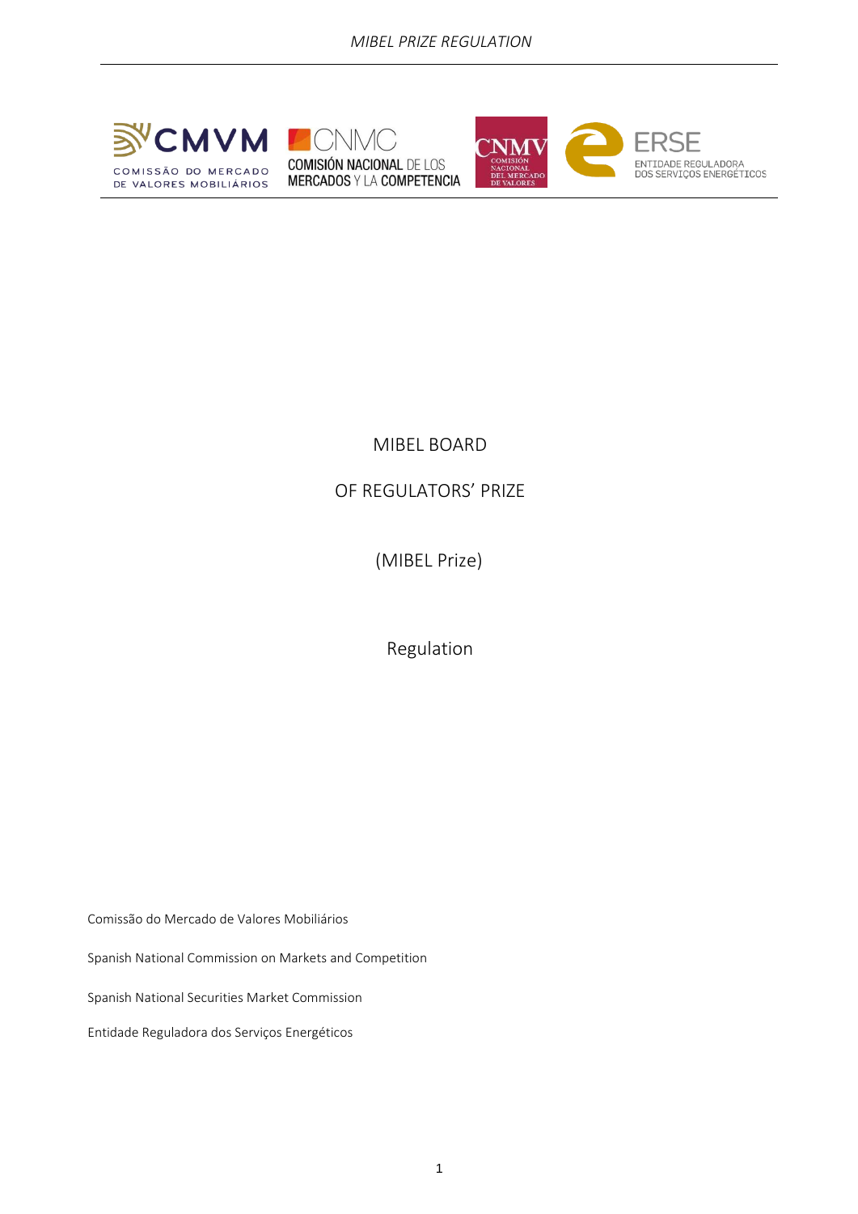# MIBEL BOARD

# OF REGULATORS' PRIZE

## (MIBEL Prize)

## Regulation

Comissão do Mercado de Valores Mobiliários

Spanish National Commission on Markets and Competition

Spanish National Securities Market Commission

Entidade Reguladora dos Serviços Energéticos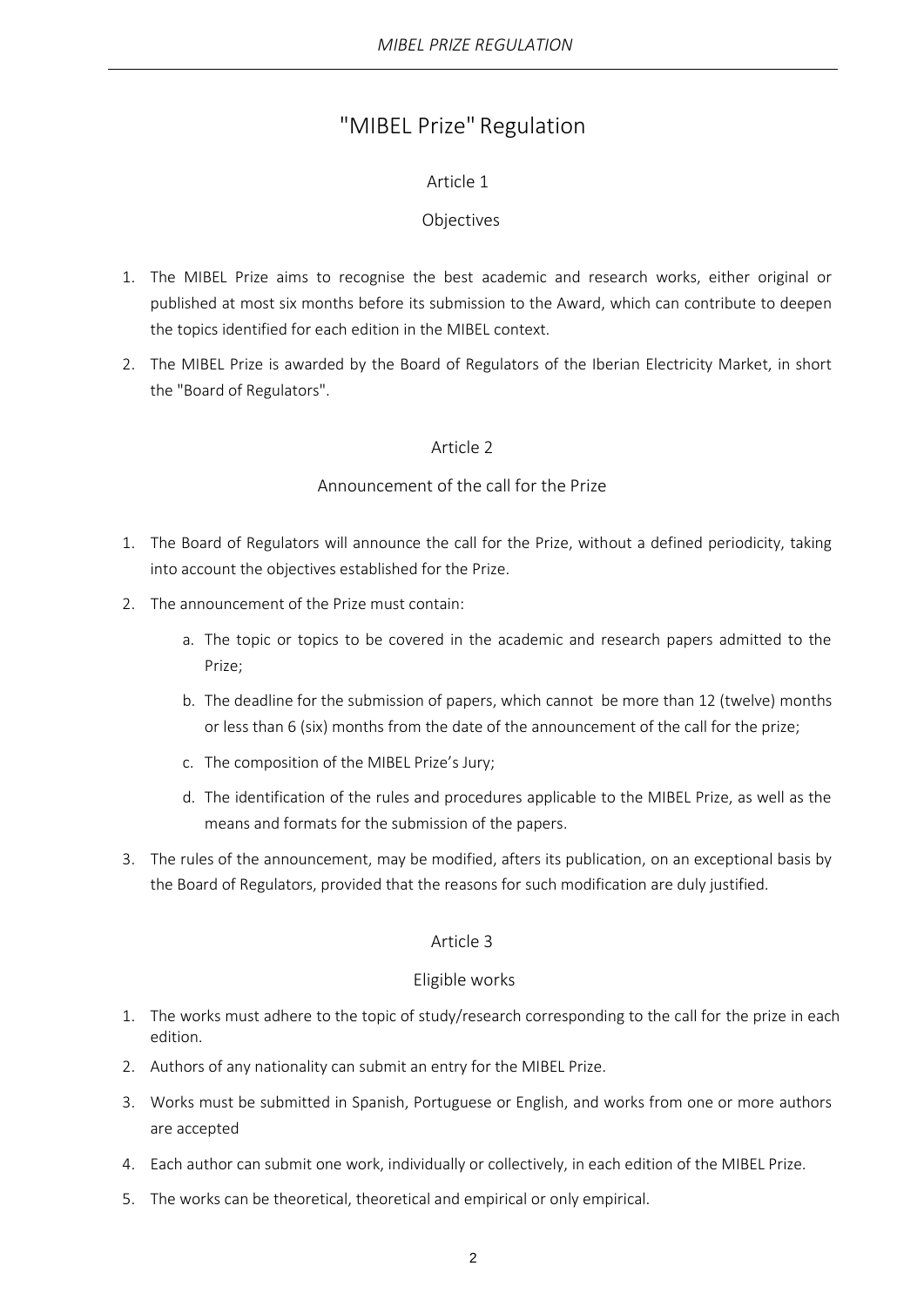# "MIBEL Prize" Regulation

## Article 1

### Objectives

1. The MIBEL Prize aims to recognise the best academic and research works, either original or published at most six months before its submission to the Award, which can contribute to deepen the topics identified for each edition in the MIBEL context.
2. The MIBEL Prize is awarded by the Board of Regulators of the Iberian Electricity Market, in short the "Board of Regulators".

## Article 2

### Announcement of the call for the Prize

1. The Board of Regulators will announce the call for the Prize, without a defined periodicity, taking into account the objectives established for the Prize.
2. The announcement of the Prize must contain:
   a. The topic or topics to be covered in the academic and research papers admitted to the Prize;
   b. The deadline for the submission of papers, which cannot be more than 12 (twelve) months or less than 6 (six) months from the date of the announcement of the call for the prize;
   c. The composition of the MIBEL Prize's Jury;
   d. The identification of the rules and procedures applicable to the MIBEL Prize, as well as the means and formats for the submission of the papers.
3. The rules of the announcement, may be modified, afters its publication, on an exceptional basis by the Board of Regulators, provided that the reasons for such modification are duly justified.

## Article 3

### Eligible works

1. The works must adhere to the topic of study/research corresponding to the call for the prize in each edition.
2. Authors of any nationality can submit an entry for the MIBEL Prize.
3. Works must be submitted in Spanish, Portuguese or English, and works from one or more authors are accepted
4. Each author can submit one work, individually or collectively, in each edition of the MIBEL Prize.
5. The works can be theoretical, theoretical and empirical or only empirical.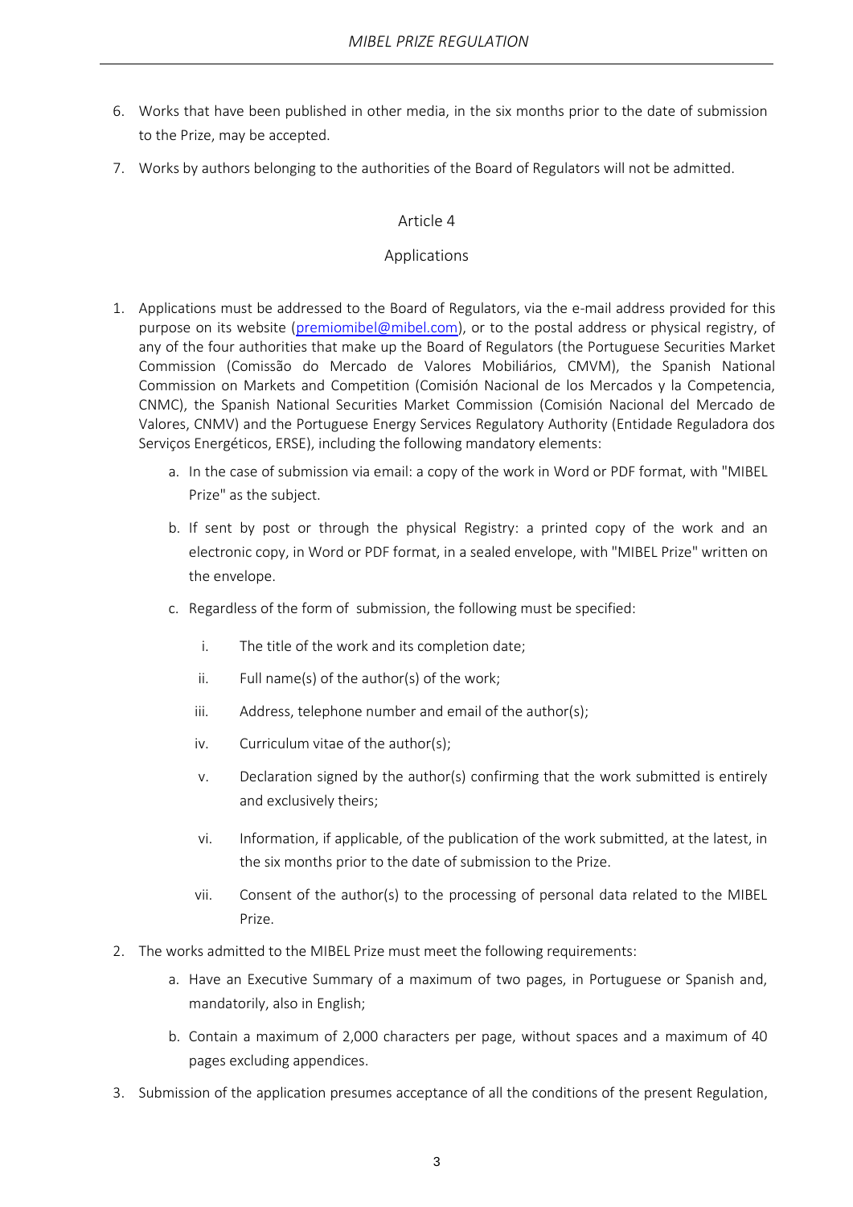6. Works that have been published in other media, in the six months prior to the date of submission to the Prize, may be accepted.
7. Works by authors belonging to the authorities of the Board of Regulators will not be admitted.

## Article 4

## Applications

1. Applications must be addressed to the Board of Regulators, via the e-mail address provided for this purpose on its website (premiomibel@mibel.com), or to the postal address or physical registry, of any of the four authorities that make up the Board of Regulators (the Portuguese Securities Market Commission (Comissão do Mercado de Valores Mobiliários, CMVM), the Spanish National Commission on Markets and Competition (Comisión Nacional de los Mercados y la Competencia, CNMC), the Spanish National Securities Market Commission (Comisión Nacional del Mercado de Valores, CNMV) and the Portuguese Energy Services Regulatory Authority (Entidade Reguladora dos Serviços Energéticos, ERSE), including the following mandatory elements:
   a. In the case of submission via email: a copy of the work in Word or PDF format, with "MIBEL Prize" as the subject.
   b. If sent by post or through the physical Registry: a printed copy of the work and an electronic copy, in Word or PDF format, in a sealed envelope, with "MIBEL Prize" written on the envelope.
   c. Regardless of the form of submission, the following must be specified:
      i. The title of the work and its completion date;
      ii. Full name(s) of the author(s) of the work;
      iii. Address, telephone number and email of the author(s);
      iv. Curriculum vitae of the author(s);
      v. Declaration signed by the author(s) confirming that the work submitted is entirely and exclusively theirs;
      vi. Information, if applicable, of the publication of the work submitted, at the latest, in the six months prior to the date of submission to the Prize.
      vii. Consent of the author(s) to the processing of personal data related to the MIBEL Prize.
2. The works admitted to the MIBEL Prize must meet the following requirements:
   a. Have an Executive Summary of a maximum of two pages, in Portuguese or Spanish and, mandatorily, also in English;
   b. Contain a maximum of 2,000 characters per page, without spaces and a maximum of 40 pages excluding appendices.
3. Submission of the application presumes acceptance of all the conditions of the present Regulation,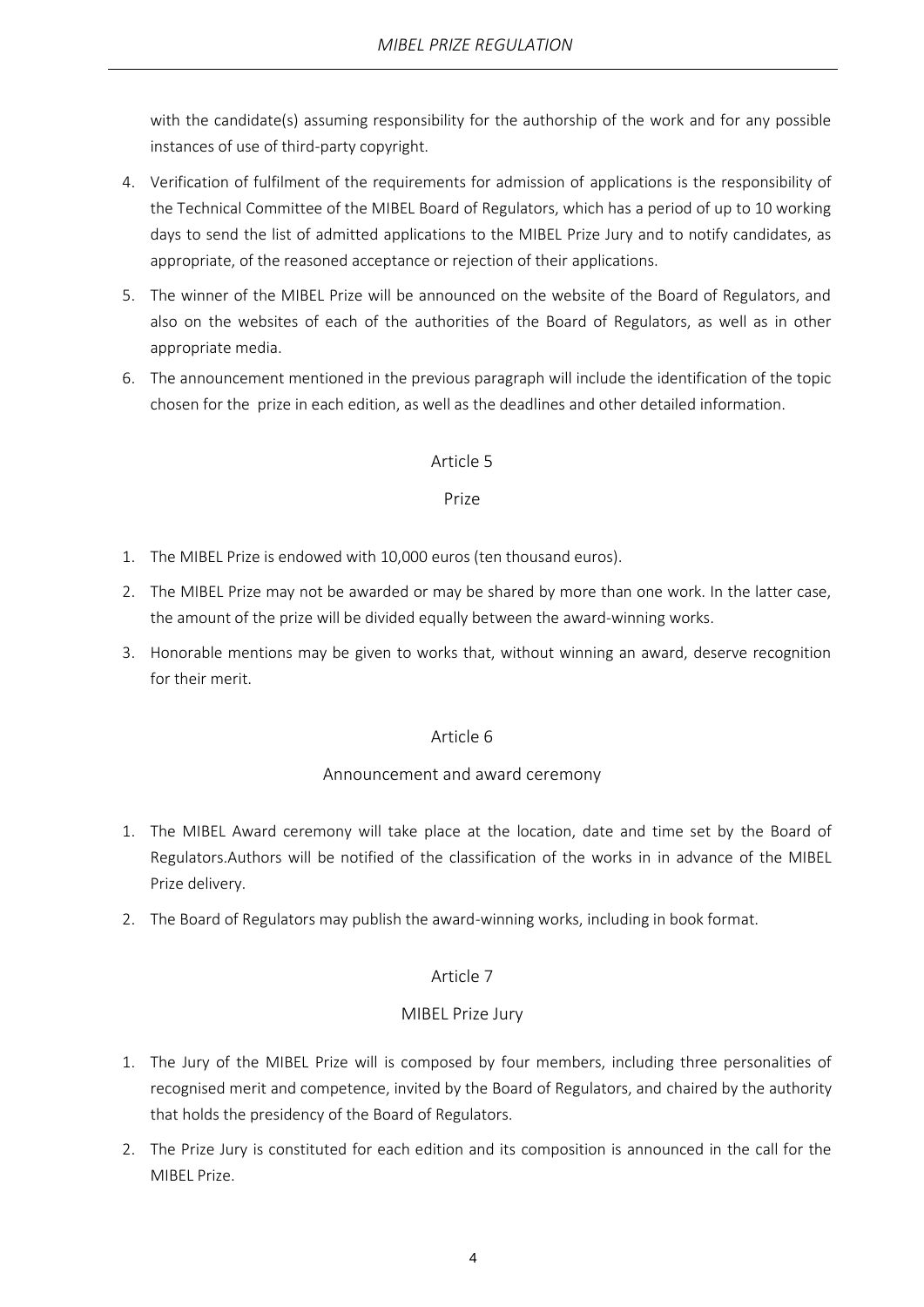with the candidate(s) assuming responsibility for the authorship of the work and for any possible instances of use of third-party copyright.

4. Verification of fulfilment of the requirements for admission of applications is the responsibility of the Technical Committee of the MIBEL Board of Regulators, which has a period of up to 10 working days to send the list of admitted applications to the MIBEL Prize Jury and to notify candidates, as appropriate, of the reasoned acceptance or rejection of their applications.
5. The winner of the MIBEL Prize will be announced on the website of the Board of Regulators, and also on the websites of each of the authorities of the Board of Regulators, as well as in other appropriate media.
6. The announcement mentioned in the previous paragraph will include the identification of the topic chosen for the prize in each edition, as well as the deadlines and other detailed information.

## Article 5

### Prize

1. The MIBEL Prize is endowed with 10,000 euros (ten thousand euros).
2. The MIBEL Prize may not be awarded or may be shared by more than one work. In the latter case, the amount of the prize will be divided equally between the award-winning works.
3. Honorable mentions may be given to works that, without winning an award, deserve recognition for their merit.

## Article 6

### Announcement and award ceremony

1. The MIBEL Award ceremony will take place at the location, date and time set by the Board of Regulators.Authors will be notified of the classification of the works in in advance of the MIBEL Prize delivery.
2. The Board of Regulators may publish the award-winning works, including in book format.

## Article 7

### MIBEL Prize Jury

1. The Jury of the MIBEL Prize will is composed by four members, including three personalities of recognised merit and competence, invited by the Board of Regulators, and chaired by the authority that holds the presidency of the Board of Regulators.
2. The Prize Jury is constituted for each edition and its composition is announced in the call for the MIBEL Prize.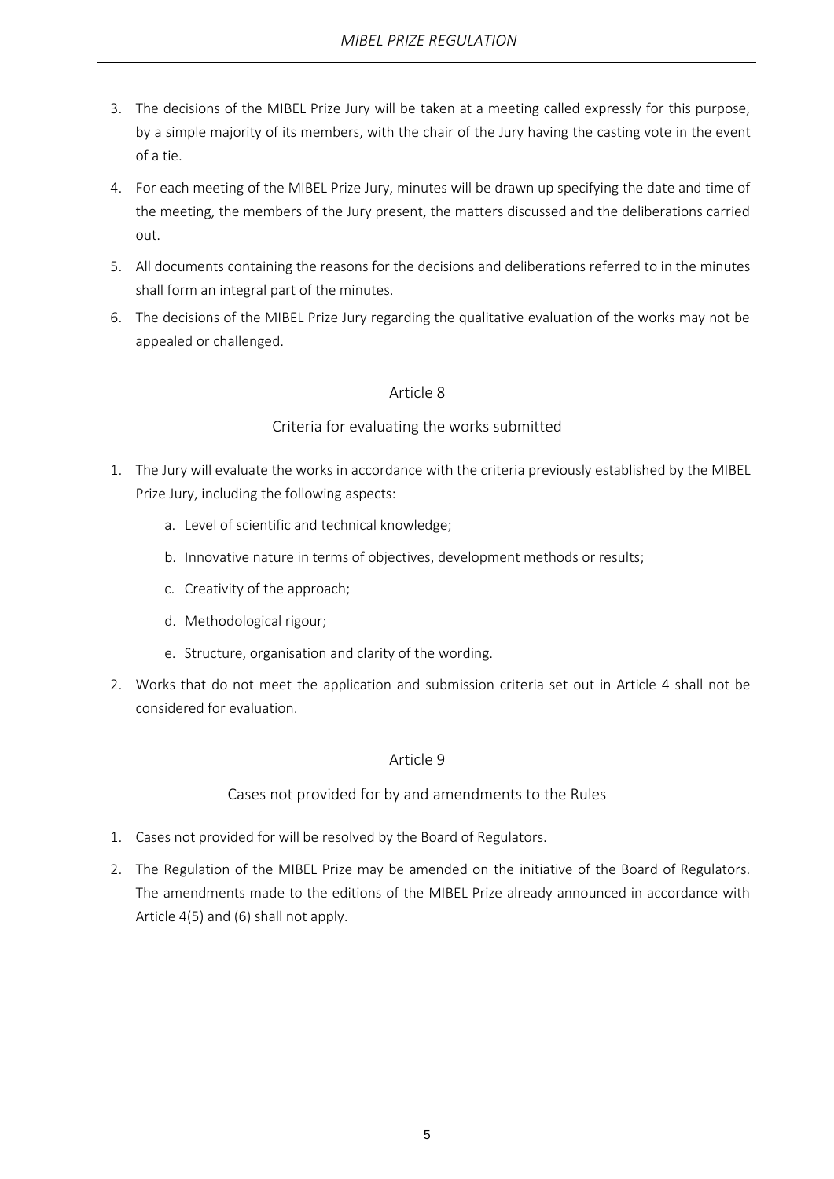3. The decisions of the MIBEL Prize Jury will be taken at a meeting called expressly for this purpose, by a simple majority of its members, with the chair of the Jury having the casting vote in the event of a tie.
4. For each meeting of the MIBEL Prize Jury, minutes will be drawn up specifying the date and time of the meeting, the members of the Jury present, the matters discussed and the deliberations carried out.
5. All documents containing the reasons for the decisions and deliberations referred to in the minutes shall form an integral part of the minutes.
6. The decisions of the MIBEL Prize Jury regarding the qualitative evaluation of the works may not be appealed or challenged.

## Article 8

### Criteria for evaluating the works submitted

1. The Jury will evaluate the works in accordance with the criteria previously established by the MIBEL Prize Jury, including the following aspects:
   a. Level of scientific and technical knowledge;
   b. Innovative nature in terms of objectives, development methods or results;
   c. Creativity of the approach;
   d. Methodological rigour;
   e. Structure, organisation and clarity of the wording.
2. Works that do not meet the application and submission criteria set out in Article 4 shall not be considered for evaluation.

## Article 9

### Cases not provided for by and amendments to the Rules

1. Cases not provided for will be resolved by the Board of Regulators.
2. The Regulation of the MIBEL Prize may be amended on the initiative of the Board of Regulators. The amendments made to the editions of the MIBEL Prize already announced in accordance with Article 4(5) and (6) shall not apply.